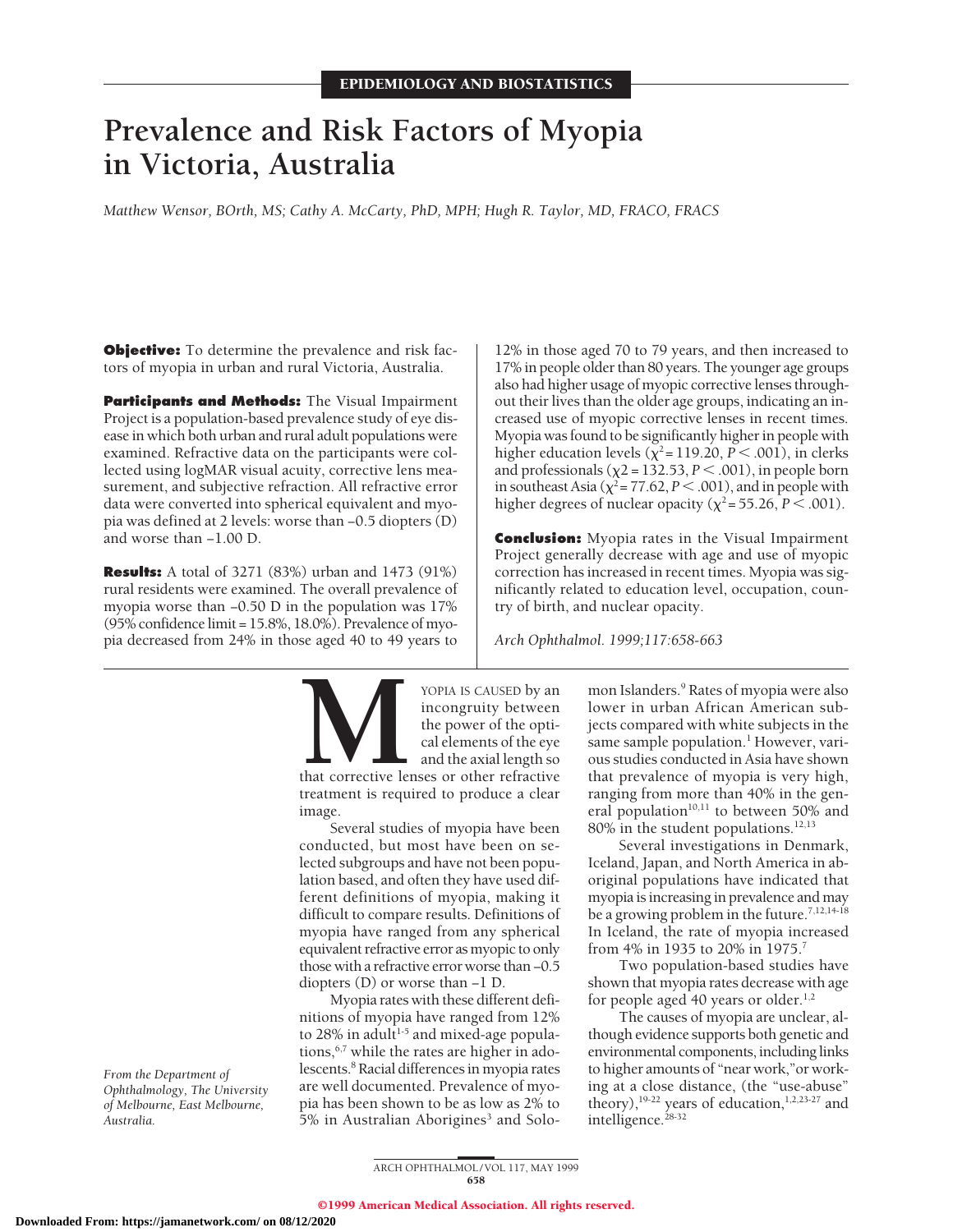EPIDEMIOLOGY AND BIOSTATISTICS

# Prevalence and Risk Factors of Myopia in Victoria, Australia

*Matthew Wensor, BOrth, MS; Cathy A. McCarty, PhD, MPH; Hugh R. Taylor, MD, FRACO, FRACS*

**Objective:** To determine the prevalence and risk factors of myopia in urban and rural Victoria, Australia.

**Participants and Methods:** The Visual Impairment Project is a population-based prevalence study of eye disease in which both urban and rural adult populations were examined. Refractive data on the participants were collected using logMAR visual acuity, corrective lens measurement, and subjective refraction. All refractive error data were converted into spherical equivalent and myopia was defined at 2 levels: worse than −0.5 diopters (D) and worse than −1.00 D.

**Results:** A total of 3271 (83%) urban and 1473 (91%) rural residents were examined. The overall prevalence of myopia worse than −0.50 D in the population was 17% (95% confidence limit = 15.8%, 18.0%). Prevalence of myopia decreased from 24% in those aged 40 to 49 years to 12% in those aged 70 to 79 years, and then increased to 17% in people older than 80 years. The younger age groups also had higher usage of myopic corrective lenses throughout their lives than the older age groups, indicating an increased use of myopic corrective lenses in recent times. Myopia was found to be significantly higher in people with higher education levels ($\chi^2 = 119.20$, $P < .001$), in clerks and professionals ($\chi 2 = 132.53$, $P < .001$), in people born in southeast Asia ($\chi^2 = 77.62$, $P < .001$), and in people with higher degrees of nuclear opacity ($\chi^2 = 55.26$, $P < .001$).

**Conclusion:** Myopia rates in the Visual Impairment Project generally decrease with age and use of myopic correction has increased in recent times. Myopia was significantly related to education level, occupation, country of birth, and nuclear opacity.

*Arch Ophthalmol. 1999;117:658-663*

MYOPIA IS CAUSED by an incongruity between the power of the optical elements of the eye and the axial length so that corrective lenses or other refractive treatment is required to produce a clear image.

Several studies of myopia have been conducted, but most have been on selected subgroups and have not been population based, and often they have used different definitions of myopia, making it difficult to compare results. Definitions of myopia have ranged from any spherical equivalent refractive error as myopic to only those with a refractive error worse than −0.5 diopters (D) or worse than −1 D.

Myopia rates with these different definitions of myopia have ranged from 12% to 28% in adult[1-5] and mixed-age populations,[6,7] while the rates are higher in adolescents.[8] Racial differences in myopia rates are well documented. Prevalence of myopia has been shown to be as low as 2% to 5% in Australian Aborigines[3] and Solomon Islanders.[9] Rates of myopia were also lower in urban African American subjects compared with white subjects in the same sample population.[1] However, various studies conducted in Asia have shown that prevalence of myopia is very high, ranging from more than 40% in the general population[10,11] to between 50% and 80% in the student populations.[12,13]

Several investigations in Denmark, Iceland, Japan, and North America in aboriginal populations have indicated that myopia is increasing in prevalence and may be a growing problem in the future.[7,12,14-18] In Iceland, the rate of myopia increased from 4% in 1935 to 20% in 1975.[7]

Two population-based studies have shown that myopia rates decrease with age for people aged 40 years or older.[1,2]

The causes of myopia are unclear, although evidence supports both genetic and environmental components, including links to higher amounts of "near work,"or working at a close distance, (the "use-abuse" theory),[19-22] years of education,[1,2,23-27] and intelligence.[28-32]

*From the Department of Ophthalmology, The University of Melbourne, East Melbourne, Australia.*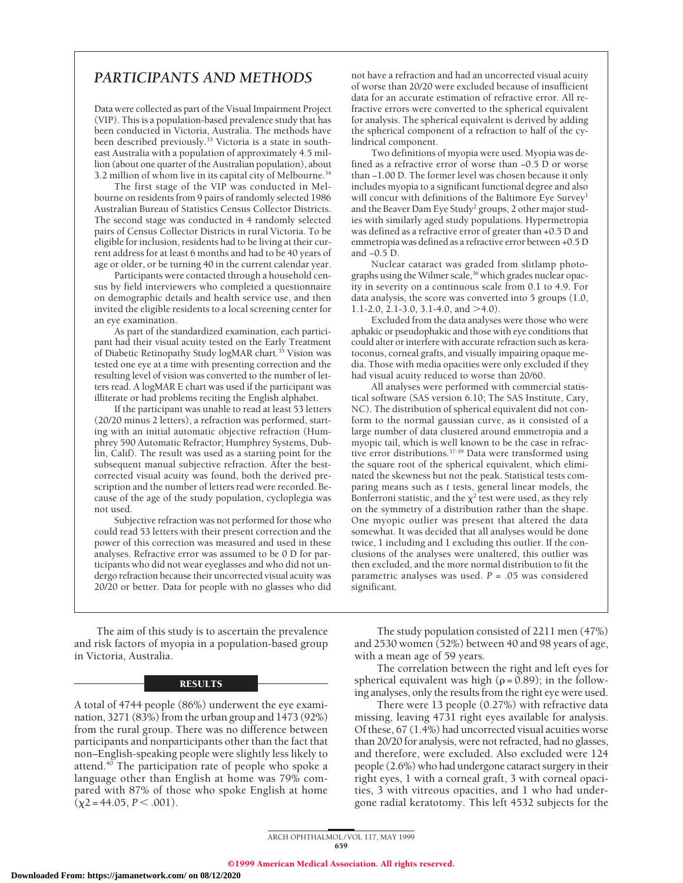## PARTICIPANTS AND METHODS

Data were collected as part of the Visual Impairment Project (VIP). This is a population-based prevalence study that has been conducted in Victoria, Australia. The methods have been described previously.[33] Victoria is a state in southeast Australia with a population of approximately 4.5 million (about one quarter of the Australian population), about 3.2 million of whom live in its capital city of Melbourne.[34]

The first stage of the VIP was conducted in Melbourne on residents from 9 pairs of randomly selected 1986 Australian Bureau of Statistics Census Collector Districts. The second stage was conducted in 4 randomly selected pairs of Census Collector Districts in rural Victoria. To be eligible for inclusion, residents had to be living at their current address for at least 6 months and had to be 40 years of age or older, or be turning 40 in the current calendar year.

Participants were contacted through a household census by field interviewers who completed a questionnaire on demographic details and health service use, and then invited the eligible residents to a local screening center for an eye examination.

As part of the standardized examination, each participant had their visual acuity tested on the Early Treatment of Diabetic Retinopathy Study logMAR chart.[35] Vision was tested one eye at a time with presenting correction and the resulting level of vision was converted to the number of letters read. A logMAR E chart was used if the participant was illiterate or had problems reciting the English alphabet.

If the participant was unable to read at least 53 letters (20/20 minus 2 letters), a refraction was performed, starting with an initial automatic objective refraction (Humphrey 590 Automatic Refractor; Humphrey Systems, Dublin, Calif). The result was used as a starting point for the subsequent manual subjective refraction. After the best-corrected visual acuity was found, both the derived prescription and the number of letters read were recorded. Because of the age of the study population, cycloplegia was not used.

Subjective refraction was not performed for those who could read 53 letters with their present correction and the power of this correction was measured and used in these analyses. Refractive error was assumed to be 0 D for participants who did not wear eyeglasses and who did not undergo refraction because their uncorrected visual acuity was 20/20 or better. Data for people with no glasses who did not have a refraction and had an uncorrected visual acuity of worse than 20/20 were excluded because of insufficient data for an accurate estimation of refractive error. All refractive errors were converted to the spherical equivalent for analysis. The spherical equivalent is derived by adding the spherical component of a refraction to half of the cylindrical component.

Two definitions of myopia were used. Myopia was defined as a refractive error of worse than −0.5 D or worse than −1.00 D. The former level was chosen because it only includes myopia to a significant functional degree and also will concur with definitions of the Baltimore Eye Survey[1] and the Beaver Dam Eye Study[2] groups, 2 other major studies with similarly aged study populations. Hypermetropia was defined as a refractive error of greater than +0.5 D and emmetropia was defined as a refractive error between +0.5 D and −0.5 D.

Nuclear cataract was graded from slitlamp photographs using the Wilmer scale,[36] which grades nuclear opacity in severity on a continuous scale from 0.1 to 4.9. For data analysis, the score was converted into 5 groups (1.0, 1.1-2.0, 2.1-3.0, 3.1-4.0, and >4.0).

Excluded from the data analyses were those who were aphakic or pseudophakic and those with eye conditions that could alter or interfere with accurate refraction such as keratoconus, corneal grafts, and visually impairing opaque media. Those with media opacities were only excluded if they had visual acuity reduced to worse than 20/60.

All analyses were performed with commercial statistical software (SAS version 6.10; The SAS Institute, Cary, NC). The distribution of spherical equivalent did not conform to the normal gaussian curve, as it consisted of a large number of data clustered around emmetropia and a myopic tail, which is well known to be the case in refractive error distributions.[37-39] Data were transformed using the square root of the spherical equivalent, which eliminated the skewness but not the peak. Statistical tests comparing means such as *t* tests, general linear models, the Bonferroni statistic, and the $\chi^2$ test were used, as they rely on the symmetry of a distribution rather than the shape. One myopic outlier was present that altered the data somewhat. It was decided that all analyses would be done twice, 1 including and 1 excluding this outlier. If the conclusions of the analyses were unaltered, this outlier was then excluded, and the more normal distribution to fit the parametric analyses was used. $P = .05$ was considered significant.

The aim of this study is to ascertain the prevalence and risk factors of myopia in a population-based group in Victoria, Australia.

## RESULTS

A total of 4744 people (86%) underwent the eye examination, 3271 (83%) from the urban group and 1473 (92%) from the rural group. There was no difference between participants and nonparticipants other than the fact that non–English-speaking people were slightly less likely to attend.[40] The participation rate of people who spoke a language other than English at home was 79% compared with 87% of those who spoke English at home ($\chi 2 = 44.05$, $P < .001$).

The study population consisted of 2211 men (47%) and 2530 women (52%) between 40 and 98 years of age, with a mean age of 59 years.

The correlation between the right and left eyes for spherical equivalent was high ($\rho = 0.89$); in the following analyses, only the results from the right eye were used.

There were 13 people (0.27%) with refractive data missing, leaving 4731 right eyes available for analysis. Of these, 67 (1.4%) had uncorrected visual acuities worse than 20/20 for analysis, were not refracted, had no glasses, and therefore, were excluded. Also excluded were 124 people (2.6%) who had undergone cataract surgery in their right eyes, 1 with a corneal graft, 3 with corneal opacities, 3 with vitreous opacities, and 1 who had undergone radial keratotomy. This left 4532 subjects for the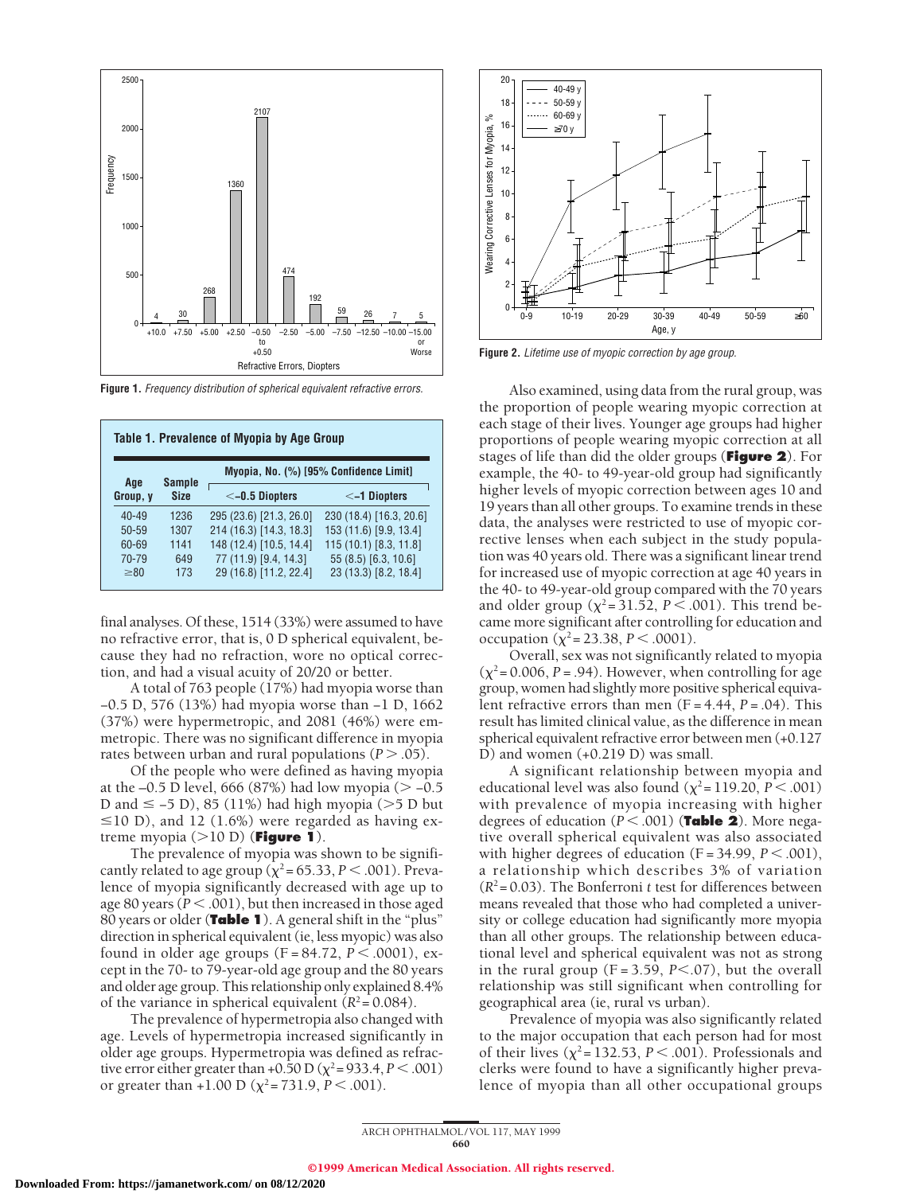Figure 1. *Frequency distribution of spherical equivalent refractive errors.*

**Table 1. Prevalence of Myopia by Age Group**

| Age Group, y | Sample Size | Myopia, No. (%) [95% Confidence Limit] | |
|---|---|---|---|
| | | <−0.5 Diopters | <−1 Diopters |
| 40-49 | 1236 | 295 (23.6) [21.3, 26.0] | 230 (18.4) [16.3, 20.6] |
| 50-59 | 1307 | 214 (16.3) [14.3, 18.3] | 153 (11.6) [9.9, 13.4] |
| 60-69 | 1141 | 148 (12.4) [10.5, 14.4] | 115 (10.1) [8.3, 11.8] |
| 70-79 | 649 | 77 (11.9) [9.4, 14.3] | 55 (8.5) [6.3, 10.6] |
| ≥80 | 173 | 29 (16.8) [11.2, 22.4] | 23 (13.3) [8.2, 18.4] |

final analyses. Of these, 1514 (33%) were assumed to have no refractive error, that is, 0 D spherical equivalent, because they had no refraction, wore no optical correction, and had a visual acuity of 20/20 or better.

A total of 763 people (17%) had myopia worse than −0.5 D, 576 (13%) had myopia worse than −1 D, 1662 (37%) were hypermetropic, and 2081 (46%) were emmetropic. There was no significant difference in myopia rates between urban and rural populations ($P > .05$).

Of the people who were defined as having myopia at the −0.5 D level, 666 (87%) had low myopia (> −0.5 D and ≤ −5 D), 85 (11%) had high myopia (>5 D but ≤10 D), and 12 (1.6%) were regarded as having extreme myopia (>10 D) (**Figure 1**).

The prevalence of myopia was shown to be significantly related to age group ($\chi^2 = 65.33$, $P < .001$). Prevalence of myopia significantly decreased with age up to age 80 years ($P < .001$), but then increased in those aged 80 years or older (**Table 1**). A general shift in the "plus" direction in spherical equivalent (ie, less myopic) was also found in older age groups ($F = 84.72$, $P < .0001$), except in the 70- to 79-year-old age group and the 80 years and older age group. This relationship only explained 8.4% of the variance in spherical equivalent ($R^2 = 0.084$).

The prevalence of hypermetropia also changed with age. Levels of hypermetropia increased significantly in older age groups. Hypermetropia was defined as refractive error either greater than +0.50 D ($\chi^2 = 933.4$, $P < .001$) or greater than +1.00 D ($\chi^2 = 731.9$, $P < .001$).

Figure 2. *Lifetime use of myopic correction by age group.*

Also examined, using data from the rural group, was the proportion of people wearing myopic correction at each stage of their lives. Younger age groups had higher proportions of people wearing myopic correction at all stages of life than did the older groups (**Figure 2**). For example, the 40- to 49-year-old group had significantly higher levels of myopic correction between ages 10 and 19 years than all other groups. To examine trends in these data, the analyses were restricted to use of myopic corrective lenses when each subject in the study population was 40 years old. There was a significant linear trend for increased use of myopic correction at age 40 years in the 40- to 49-year-old group compared with the 70 years and older group ($\chi^2 = 31.52$, $P < .001$). This trend became more significant after controlling for education and occupation ($\chi^2 = 23.38$, $P < .0001$).

Overall, sex was not significantly related to myopia ($\chi^2 = 0.006$, $P = .94$). However, when controlling for age group, women had slightly more positive spherical equivalent refractive errors than men ($F = 4.44$, $P = .04$). This result has limited clinical value, as the difference in mean spherical equivalent refractive error between men (+0.127 D) and women (+0.219 D) was small.

A significant relationship between myopia and educational level was also found ($\chi^2 = 119.20$, $P < .001$) with prevalence of myopia increasing with higher degrees of education ($P < .001$) (**Table 2**). More negative overall spherical equivalent was also associated with higher degrees of education ($F = 34.99$, $P < .001$), a relationship which describes 3% of variation ($R^2 = 0.03$). The Bonferroni *t* test for differences between means revealed that those who had completed a university or college education had significantly more myopia than all other groups. The relationship between educational level and spherical equivalent was not as strong in the rural group ($F = 3.59$, $P < .07$), but the overall relationship was still significant when controlling for geographical area (ie, rural vs urban).

Prevalence of myopia was also significantly related to the major occupation that each person had for most of their lives ($\chi^2 = 132.53$, $P < .001$). Professionals and clerks were found to have a significantly higher prevalence of myopia than all other occupational groups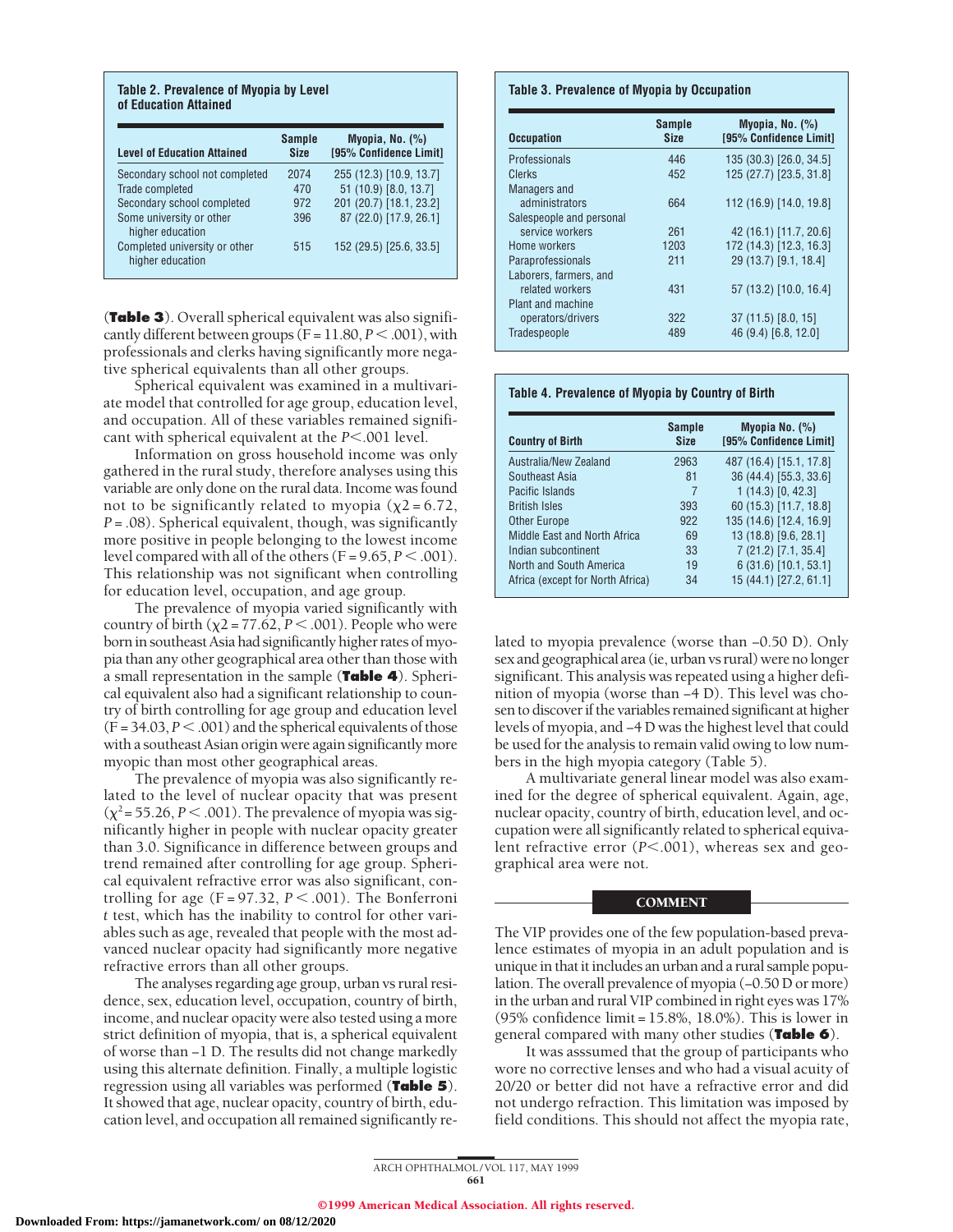**Table 2. Prevalence of Myopia by Level of Education Attained**

| Level of Education Attained | Sample Size | Myopia, No. (%) [95% Confidence Limit] |
|---|---|---|
| Secondary school not completed | 2074 | 255 (12.3) [10.9, 13.7] |
| Trade completed | 470 | 51 (10.9) [8.0, 13.7] |
| Secondary school completed | 972 | 201 (20.7) [18.1, 23.2] |
| Some university or other higher education | 396 | 87 (22.0) [17.9, 26.1] |
| Completed university or other higher education | 515 | 152 (29.5) [25.6, 33.5] |

**Table 3. Prevalence of Myopia by Occupation**

| Occupation | Sample Size | Myopia, No. (%) [95% Confidence Limit] |
|---|---|---|
| Professionals | 446 | 135 (30.3) [26.0, 34.5] |
| Clerks | 452 | 125 (27.7) [23.5, 31.8] |
| Managers and administrators | 664 | 112 (16.9) [14.0, 19.8] |
| Salespeople and personal service workers | 261 | 42 (16.1) [11.7, 20.6] |
| Home workers | 1203 | 172 (14.3) [12.3, 16.3] |
| Paraprofessionals | 211 | 29 (13.7) [9.1, 18.4] |
| Laborers, farmers, and related workers | 431 | 57 (13.2) [10.0, 16.4] |
| Plant and machine operators/drivers | 322 | 37 (11.5) [8.0, 15] |
| Tradespeople | 489 | 46 (9.4) [6.8, 12.0] |

(**Table 3**). Overall spherical equivalent was also significantly different between groups (F = 11.80, $P < .001$), with professionals and clerks having significantly more negative spherical equivalents than all other groups.

Spherical equivalent was examined in a multivariate model that controlled for age group, education level, and occupation. All of these variables remained significant with spherical equivalent at the $P<.001$ level.

Information on gross household income was only gathered in the rural study, therefore analyses using this variable are only done on the rural data. Income was found not to be significantly related to myopia ($\chi 2 = 6.72$, $P = .08$). Spherical equivalent, though, was significantly more positive in people belonging to the lowest income level compared with all of the others (F = 9.65, $P < .001$). This relationship was not significant when controlling for education level, occupation, and age group.

The prevalence of myopia varied significantly with country of birth ($\chi 2 = 77.62$, $P < .001$). People who were born in southeast Asia had significantly higher rates of myopia than any other geographical area other than those with a small representation in the sample (**Table 4**). Spherical equivalent also had a significant relationship to country of birth controlling for age group and education level (F = 34.03, $P < .001$) and the spherical equivalents of those with a southeast Asian origin were again significantly more myopic than most other geographical areas.

The prevalence of myopia was also significantly related to the level of nuclear opacity that was present ($\chi^2 = 55.26$, $P < .001$). The prevalence of myopia was significantly higher in people with nuclear opacity greater than 3.0. Significance in difference between groups and trend remained after controlling for age group. Spherical equivalent refractive error was also significant, controlling for age (F = 97.32, $P < .001$). The Bonferroni *t* test, which has the inability to control for other variables such as age, revealed that people with the most advanced nuclear opacity had significantly more negative refractive errors than all other groups.

The analyses regarding age group, urban vs rural residence, sex, education level, occupation, country of birth, income, and nuclear opacity were also tested using a more strict definition of myopia, that is, a spherical equivalent of worse than −1 D. The results did not change markedly using this alternate definition. Finally, a multiple logistic regression using all variables was performed (**Table 5**). It showed that age, nuclear opacity, country of birth, education level, and occupation all remained significantly related to myopia prevalence (worse than −0.50 D). Only sex and geographical area (ie, urban vs rural) were no longer significant. This analysis was repeated using a higher definition of myopia (worse than −4 D). This level was chosen to discover if the variables remained significant at higher levels of myopia, and −4 D was the highest level that could be used for the analysis to remain valid owing to low numbers in the high myopia category (Table 5).

**Table 4. Prevalence of Myopia by Country of Birth**

| Country of Birth | Sample Size | Myopia No. (%) [95% Confidence Limit] |
|---|---|---|
| Australia/New Zealand | 2963 | 487 (16.4) [15.1, 17.8] |
| Southeast Asia | 81 | 36 (44.4) [55.3, 33.6] |
| Pacific Islands | 7 | 1 (14.3) [0, 42.3] |
| British Isles | 393 | 60 (15.3) [11.7, 18.8] |
| Other Europe | 922 | 135 (14.6) [12.4, 16.9] |
| Middle East and North Africa | 69 | 13 (18.8) [9.6, 28.1] |
| Indian subcontinent | 33 | 7 (21.2) [7.1, 35.4] |
| North and South America | 19 | 6 (31.6) [10.1, 53.1] |
| Africa (except for North Africa) | 34 | 15 (44.1) [27.2, 61.1] |

A multivariate general linear model was also examined for the degree of spherical equivalent. Again, age, nuclear opacity, country of birth, education level, and occupation were all significantly related to spherical equivalent refractive error ($P<.001$), whereas sex and geographical area were not.

## COMMENT

The VIP provides one of the few population-based prevalence estimates of myopia in an adult population and is unique in that it includes an urban and a rural sample population. The overall prevalence of myopia (−0.50 D or more) in the urban and rural VIP combined in right eyes was 17% (95% confidence limit = 15.8%, 18.0%). This is lower in general compared with many other studies (**Table 6**).

It was asssumed that the group of participants who wore no corrective lenses and who had a visual acuity of 20/20 or better did not have a refractive error and did not undergo refraction. This limitation was imposed by field conditions. This should not affect the myopia rate,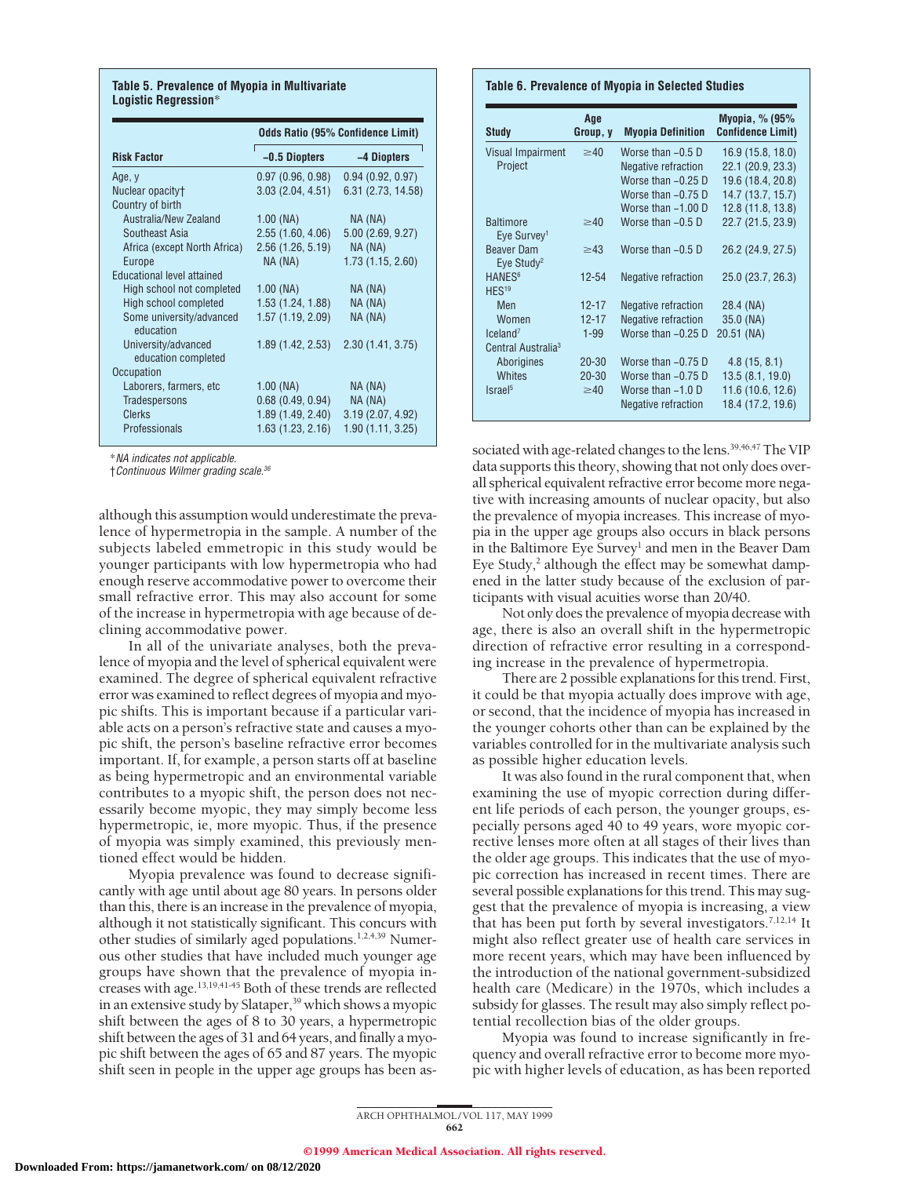**Table 5. Prevalence of Myopia in Multivariate Logistic Regression***

| Risk Factor | Odds Ratio (95% Confidence Limit) | |
|---|---|---|
| | −0.5 Diopters | −4 Diopters |
| Age, y | 0.97 (0.96, 0.98) | 0.94 (0.92, 0.97) |
| Nuclear opacity† | 3.03 (2.04, 4.51) | 6.31 (2.73, 14.58) |
| Country of birth | | |
| Australia/New Zealand | 1.00 (NA) | NA (NA) |
| Southeast Asia | 2.55 (1.60, 4.06) | 5.00 (2.69, 9.27) |
| Africa (except North Africa) | 2.56 (1.26, 5.19) | NA (NA) |
| Europe | NA (NA) | 1.73 (1.15, 2.60) |
| Educational level attained | | |
| High school not completed | 1.00 (NA) | NA (NA) |
| High school completed | 1.53 (1.24, 1.88) | NA (NA) |
| Some university/advanced education | 1.57 (1.19, 2.09) | NA (NA) |
| University/advanced education completed | 1.89 (1.42, 2.53) | 2.30 (1.41, 3.75) |
| Occupation | | |
| Laborers, farmers, etc | 1.00 (NA) | NA (NA) |
| Tradespersons | 0.68 (0.49, 0.94) | NA (NA) |
| Clerks | 1.89 (1.49, 2.40) | 3.19 (2.07, 4.92) |
| Professionals | 1.63 (1.23, 2.16) | 1.90 (1.11, 3.25) |

*NA indicates not applicable.
†Continuous Wilmer grading scale.[36]

although this assumption would underestimate the prevalence of hypermetropia in the sample. A number of the subjects labeled emmetropic in this study would be younger participants with low hypermetropia who had enough reserve accommodative power to overcome their small refractive error. This may also account for some of the increase in hypermetropia with age because of declining accommodative power.

In all of the univariate analyses, both the prevalence of myopia and the level of spherical equivalent were examined. The degree of spherical equivalent refractive error was examined to reflect degrees of myopia and myopic shifts. This is important because if a particular variable acts on a person's refractive state and causes a myopic shift, the person's baseline refractive error becomes important. If, for example, a person starts off at baseline as being hypermetropic and an environmental variable contributes to a myopic shift, the person does not necessarily become myopic, they may simply become less hypermetropic, ie, more myopic. Thus, if the presence of myopia was simply examined, this previously mentioned effect would be hidden.

Myopia prevalence was found to decrease significantly with age until about age 80 years. In persons older than this, there is an increase in the prevalence of myopia, although it not statistically significant. This concurs with other studies of similarly aged populations.[1,2,4,39] Numerous other studies that have included much younger age groups have shown that the prevalence of myopia increases with age.[13,19,41-45] Both of these trends are reflected in an extensive study by Slataper,[39] which shows a myopic shift between the ages of 8 to 30 years, a hypermetropic shift between the ages of 31 and 64 years, and finally a myopic shift between the ages of 65 and 87 years. The myopic shift seen in people in the upper age groups has been associated with age-related changes to the lens.[39,46,47] The VIP data supports this theory, showing that not only does overall spherical equivalent refractive error become more negative with increasing amounts of nuclear opacity, but also the prevalence of myopia increases. This increase of myopia in the upper age groups also occurs in black persons in the Baltimore Eye Survey[1] and men in the Beaver Dam Eye Study,[2] although the effect may be somewhat dampened in the latter study because of the exclusion of participants with visual acuities worse than 20/40.

**Table 6. Prevalence of Myopia in Selected Studies**

| Study | Age Group, y | Myopia Definition | Myopia, % (95% Confidence Limit) |
|---|---|---|---|
| Visual Impairment Project | ≥40 | Worse than −0.5 D | 16.9 (15.8, 18.0) |
| | | Negative refraction | 22.1 (20.9, 23.3) |
| | | Worse than −0.25 D | 19.6 (18.4, 20.8) |
| | | Worse than −0.75 D | 14.7 (13.7, 15.7) |
| | | Worse than −1.00 D | 12.8 (11.8, 13.8) |
| Baltimore Eye Survey[1] | ≥40 | Worse than −0.5 D | 22.7 (21.5, 23.9) |
| Beaver Dam Eye Study[2] | ≥43 | Worse than −0.5 D | 26.2 (24.9, 27.5) |
| HANES[6] | 12-54 | Negative refraction | 25.0 (23.7, 26.3) |
| HES[19] | | | |
| Men | 12-17 | Negative refraction | 28.4 (NA) |
| Women | 12-17 | Negative refraction | 35.0 (NA) |
| Iceland[7] | 1-99 | Worse than −0.25 D | 20.51 (NA) |
| Central Australia[3] | | | |
| Aborigines | 20-30 | Worse than −0.75 D | 4.8 (15, 8.1) |
| Whites | 20-30 | Worse than −0.75 D | 13.5 (8.1, 19.0) |
| Israel[5] | ≥40 | Worse than −1.0 D | 11.6 (10.6, 12.6) |
| | | Negative refraction | 18.4 (17.2, 19.6) |

Not only does the prevalence of myopia decrease with age, there is also an overall shift in the hypermetropic direction of refractive error resulting in a corresponding increase in the prevalence of hypermetropia.

There are 2 possible explanations for this trend. First, it could be that myopia actually does improve with age, or second, that the incidence of myopia has increased in the younger cohorts other than can be explained by the variables controlled for in the multivariate analysis such as possible higher education levels.

It was also found in the rural component that, when examining the use of myopic correction during different life periods of each person, the younger groups, especially persons aged 40 to 49 years, wore myopic corrective lenses more often at all stages of their lives than the older age groups. This indicates that the use of myopic correction has increased in recent times. There are several possible explanations for this trend. This may suggest that the prevalence of myopia is increasing, a view that has been put forth by several investigators.[7,12,14] It might also reflect greater use of health care services in more recent years, which may have been influenced by the introduction of the national government-subsidized health care (Medicare) in the 1970s, which includes a subsidy for glasses. The result may also simply reflect potential recollection bias of the older groups.

Myopia was found to increase significantly in frequency and overall refractive error to become more myopic with higher levels of education, as has been reported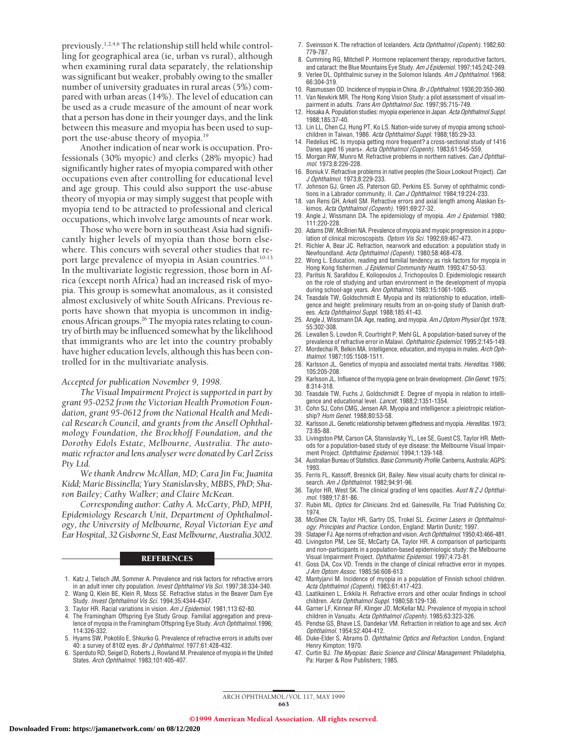previously.[1,2,4,6] The relationship still held while controlling for geographical area (ie, urban vs rural), although when examining rural data separately, the relationship was significant but weaker, probably owing to the smaller number of university graduates in rural areas (5%) compared with urban areas (14%). The level of education can be used as a crude measure of the amount of near work that a person has done in their younger days, and the link between this measure and myopia has been used to support the use-abuse theory of myopia.[19]

Another indication of near work is occupation. Professionals (30% myopic) and clerks (28% myopic) had significantly higher rates of myopia compared with other occupations even after controlling for educational level and age group. This could also support the use-abuse theory of myopia or may simply suggest that people with myopia tend to be attracted to professional and clerical occupations, which involve large amounts of near work.

Those who were born in southeast Asia had significantly higher levels of myopia than those born elsewhere. This concurs with several other studies that report large prevalence of myopia in Asian countries.[10-13] In the multivariate logistic regression, those born in Africa (except north Africa) had an increased risk of myopia. This group is somewhat anomalous, as it consisted almost exclusively of white South Africans. Previous reports have shown that myopia is uncommon in indigenous African groups.[26] The myopia rates relating to country of birth may be influenced somewhat by the likelihood that immigrants who are let into the country probably have higher education levels, although this has been controlled for in the multivariate analysis.

*Accepted for publication November 9, 1998.*

*The Visual Impairment Project is supported in part by grant 95-0252 from the Victorian Health Promotion Foundation, grant 95-0612 from the National Health and Medical Research Council, and grants from the Ansell Ophthalmology Foundation, the Brockhoff Foundation, and the Dorothy Edols Estate, Melbourne, Australia. The automatic refractor and lens analyser were donated by Carl Zeiss Pty Ltd.*

*We thank Andrew McAllan, MD; Cara Jin Fu; Juanita Kidd; Marie Bissinella; Yury Stanislavsky, MBBS, PhD; Sharon Bailey; Cathy Walker; and Claire McKean.*

*Corresponding author: Cathy A. McCarty, PhD, MPH, Epidemiology Research Unit, Department of Ophthalmology, the University of Melbourne, Royal Victorian Eye and Ear Hospital, 32 Gisborne St, East Melbourne, Australia 3002.*

## REFERENCES

1. Katz J, Tielsch JM, Sommer A. Prevalence and risk factors for refractive errors in an adult inner city population. *Invest Ophthalmol Vis Sci.* 1997;38:334-340.
2. Wang Q, Klein BE, Klein R, Moss SE. Refractive status in the Beaver Dam Eye Study. *Invest Ophthalmol Vis Sci.* 1994;35:4344-4347.
3. Taylor HR. Racial variations in vision. *Am J Epidemiol.* 1981;113:62-80.
4. The Framingham Offspring Eye Study Group. Familial aggregation and prevalence of myopia in the Framingham Offspring Eye Study. *Arch Ophthalmol.* 1996;114:326-332.
5. Hyams SW, Pokotilo E, Shkurko G. Prevalence of refractive errors in adults over 40: a survey of 8102 eyes. *Br J Ophthalmol.* 1977;61:428-432.
6. Sperduto RD, Seigel D, Roberts J, Rowland M. Prevalence of myopia in the United States. *Arch Ophthalmol.* 1983;101:405-407.
7. Sveinsson K. The refraction of Icelanders. *Acta Ophthalmol (Copenh).* 1982;60:779-787.
8. Cumming RG, Mitchell P. Hormone replacement therapy, reproductive factors, and cataract: the Blue Mountains Eye Study. *Am J Epidemiol.* 1997;145:242-249.
9. Verlee DL. Ophthalmic survey in the Solomon Islands. *Am J Ophthalmol.* 1968;66:304-319.
10. Rasmussen OD. Incidence of myopia in China. *Br J Ophthalmol.* 1936;20:350-360.
11. Van Newkirk MR. The Hong Kong Vision Study: a pilot assessment of visual impairment in adults. *Trans Am Ophthalmol Soc.* 1997;95:715-749.
12. Hosaka A. Population studies: myopia experience in Japan. *Acta Ophthalmol Suppl.* 1988;185:37-40.
13. Lin LL, Chen CJ, Hung PT, Ko LS. Nation-wide survey of myopia among schoolchildren in Taiwan, 1986. *Acta Ophthalmol Suppl.* 1988;185:29-33.
14. Fledelius HC. Is myopia getting more frequent? a cross-sectional study of 1416 Danes aged 16 years+. *Acta Ophthalmol (Copenh).* 1983;61:545-559.
15. Morgan RW, Munro M. Refractive problems in northern natives. *Can J Ophthalmol.* 1973;8:226-228.
16. Boniuk V. Refractive problems in native peoples (the Sioux Lookout Project). *Can J Ophthalmol.* 1973;8:229-233.
17. Johnson GJ, Green JS, Paterson GD, Perkins ES. Survey of ophthalmic conditions in a Labrador community, II. *Can J Ophthalmol.* 1984;19:224-233.
18. van Rens GH, Arkell SM. Refractive errors and axial length among Alaskan Eskimos. *Acta Ophthalmol (Copenh).* 1991;69:27-32.
19. Angle J, Wissmann DA. The epidemiology of myopia. *Am J Epidemiol.* 1980;111:220-228.
20. Adams DW, McBrien NA. Prevalence of myopia and myopic progression in a population of clinical microscopists. *Optom Vis Sci.* 1992;69:467-473.
21. Richler A, Bear JC. Refraction, nearwork and education: a population study in Newfoundland. *Acta Ophthalmol (Copenh).* 1980;58:468-478.
22. Wong L. Education, reading and familial tendency as risk factors for myopia in Hong Kong fishermen. *J Epidemiol Community Health.* 1993;47:50-53.
23. Paritsis N, Sarafidou E, Koliopoulos J, Trichopoulos D. Epidemiologic research on the role of studying and urban environment in the development of myopia during school-age years. *Ann Ophthalmol.* 1983;15:1061-1065.
24. Teasdale TW, Goldschmidt E. Myopia and its relationship to education, intelligence and height: preliminary results from an on-going study of Danish draftees. *Acta Ophthalmol Suppl.* 1988;185:41-43.
25. Angle J, Wissmann DA. Age, reading, and myopia. *Am J Optom Physiol Opt.* 1978;55:302-308.
26. Lewallen S, Lowdon R, Courtright P, Mehl GL. A population-based survey of the prevalence of refractive error in Malawi. *Ophthalmic Epidemiol.* 1995;2:145-149.
27. Mordechai R, Belkin MA. Intelligence, education, and myopia in males. *Arch Ophthalmol.* 1987;105:1508-1511.
28. Karlsson JL. Genetics of myopia and associated mental traits. *Hereditas.* 1986;105:205-208.
29. Karlsson JL. Influence of the myopia gene on brain development. *Clin Genet.* 1975;8:314-318.
30. Teasdale TW, Fuchs J, Goldschmidt E. Degree of myopia in relation to intelligence and educational level. *Lancet.* 1988;2:1351-1354.
31. Cohn SJ, Cohn CMG, Jensen AR. Myopia and intelligence: a pleiotropic relationship? *Hum Genet.* 1988;80:53-58.
32. Karlsson JL. Genetic relationship between giftedness and myopia. *Hereditas.* 1973;73:85-88.
33. Livingston PM, Carson CA, Stanislavsky YL, Lee SE, Guest CS, Taylor HR. Methods for a population-based study of eye disease: the Melbourne Visual Impairment Project. *Ophthalmic Epidemiol.* 1994;1:139-148.
34. Australian Bureau of Statistics. *Basic Community Profile.* Canberra, Australia: AGPS; 1993.
35. Ferris FL, Kassoff, Bresnick GH, Bailey. New visual acuity charts for clinical research. *Am J Ophthalmol.* 1982;94:91-96.
36. Taylor HR, West SK. The clinical grading of lens opacities. *Aust N Z J Ophthalmol.* 1989;17:81-86.
37. Rubin ML. *Optics for Clinicians.* 2nd ed. Gainesville, Fla: Triad Publishing Co; 1974.
38. McGhee CN, Taylor HR, Gartry DS, Trokel SL. *Excimer Lasers in Ophthalmology: Principles and Practice.* London, England: Martin Dunitz; 1997.
39. Slataper FJ. Age norms of refraction and vision. *Arch Ophthalmol.* 1950;43:466-481.
40. Livingston PM, Lee SE, McCarty CA, Taylor HR. A comparison of participants and non-participants in a population-based epidemiologic study: the Melbourne Visual Impairment Project. *Ophthalmic Epidemiol.* 1997;4:73-81.
41. Goss DA, Cox VD. Trends in the change of clinical refractive error in myopes. *J Am Optom Assoc.* 1985;56:608-613.
42. Mantyjarvi M. Incidence of myopia in a population of Finnish school children. *Acta Ophthalmol (Copenh).* 1983;61:417-423.
43. Laatikainen L, Erkkila H. Refractive errors and other ocular findings in school children. *Acta Ophthalmol Suppl.* 1980;58:129-136.
44. Garner LF, Kinnear RF, Klinger JD, McKellar MJ. Prevalence of myopia in school children in Vanuatu. *Acta Ophthalmol (Copenh).* 1985;63:323-326.
45. Pendse GS, Bhave LS, Dandekar VM. Refraction in relation to age and sex. *Arch Ophthalmol.* 1954;52:404-412.
46. Duke-Elder S, Abrams D. *Ophthalmic Optics and Refraction.* London, England: Henry Kimpton; 1970.
47. Curtin BJ. *The Myopias: Basic Science and Clinical Management.* Philadelphia, Pa: Harper & Row Publishers; 1985.